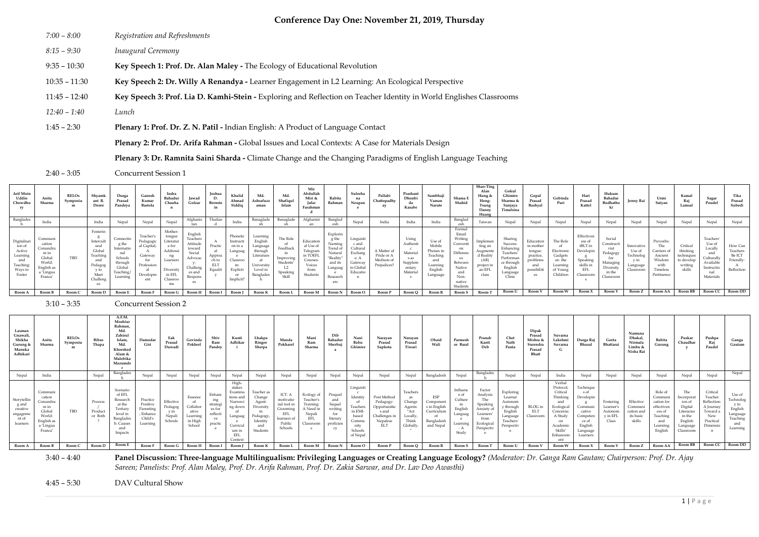# Conference Day One: November 21, 2019, Thursday

*7:00 – 8:00* *Registration and Refreshments*

*8:15 – 9:30* *Inaugural Ceremony*

9:35 – 10:30 **Key Speech 1: Prof. Dr. Alan Maley -** The Ecology of Educational Revolution

10:35 – 11:30 **Key Speech 2: Dr. Willy A Renandya -** Learner Engagement in L2 Learning: An Ecological Perspective

11:45 – 12:40 **Key Speech 3: Prof. Lia D. Kamhi-Stein -** Exploring and Reflection on Teacher Identity in World Englishes Classrooms

*12:40 – 1:40* *Lunch*

1:45 – 2:30 **Plenary 1: Prof. Dr. Z. N. Patil -** Indian English: A Product of Language Contact

**Plenary 2: Prof. Dr. Arifa Rahman -** Global Issues and Local Contexts: A Case for Materials Design

**Plenary 3: Dr. Ramnita Saini Sharda -** Climate Change and the Changing Paradigms of English Language Teaching

2:40 – 3:05 Concurrent Session 1

| Arif Moin Uddin Chowdhury | Anita Sharma | RELOs Symposium | Shyamkant R. Deore | Durga Prasad Pandeya | Ganesh Kumar Bastola | Indra Bahadur Chauhan | Jawad Golzar | Joshua D. Bernstein | Khalid Ahmad Siddiq | Md. Ashrafuzzaman | Md. Shafiqul Islam | Mir Abdullah Miri & Jafar Farahmand | Rabita Rahman | Sulochana Neupane | Pallabi Chattopadhyay | Prashant Dhumbda Kasabe | Sambhaji Vaman Narute | Shama E Shahid | Shao-Ting Alan Hung & Heng-Tsung Danny Huang | Gokul Ghimire Sharma & Sanjaya Timalsina | Gopal Prasad Bashyal | Gobinda Puri | Hari Prasad Kattel | Hukum Bahadur Budhathoki | Jenny Rai | Urmi Satyan | Kamal Raj Lamsal | Sagar Poudel | Tika Prasad Subedi |
|---|---|---|---|---|---|---|---|---|---|---|---|---|---|---|---|---|---|---|---|---|---|---|---|---|---|---|---|---|---|
| Bangladesh | India | | India | Nepal | Nepal | Nepal | Afghanistan | Thailand | India | Banagladesh | Banagladesh | Afghanistan | Bangladesh | Nepal | India | India | India | Bangladesh | Taiwan | Nepal | Nepal | Nepal | Nepal | Nepal | Nepal | Nepal | Nepal | Nepal | Nepal |
| Digitalisation of Active Learning and Teaching: Ways to Foster | Communication Conundrum in Global World: English as a 'Lingua Franca' | TBD | Fostering Intercultural Global Teaching and Pedagogy to Meet Challenges | Connecting the International Schools through Global Teaching/Learning | Teacher's Pedagogical Capital, A Gateway for Professional Development | Mother-tongue Literature for Addressing Learners' Diversity in EFL Classrooms | English Teachers Attitude toward Social Advocacy: Challenges and Responses | A Practical Approach to ELT Equality | Phonetic Instruction in a Language Classroom: Explicit or Implicit? | Learning English Language through Literature at University Level in Bangladesh | The Role of Feedback in Improving Students' L2 Speaking Skill | Educational Use of Telegram in TOEFL Courses: Voices from Students | Exploring the Naming Trend of Natural "Reality" and its Language Research ers | Linguistic and Cultural Exchange: A Gateway to Global Education | A Matter of Pride or A Medium of Prejudices? | Using Authentic Materials as Supplementary Material s | Use of Mobile Phones in Teaching and Learning English Language | Formal Email Writing Convention Differences Between Native and Non-native Students | Implementing Augmented Reality (AR) project in an EFL class | Sharing Success: Enhancing Teachers' Performance through English Language Clinic | Education in mother tongue: practice, problems and possibilities | The Role of Electronic Gadgets on the Learning of Young Children | Effectiveness of tBLT in Developing Speaking skills in EFL Classrooms | Social Constructivist Pedagogy for Managing Diversity in the Classroom | Innovative Use of Technology in Language Classroom | Proverbs: The Carriers of Ancient Wisdom with Timeless Pertinence | Critical thinking techniques to develop writing skills | Teachers' Use of Locally and Culturally Available Instructional Materials | How Can Teachers Be ICT Friendly: A Reflection |
| Room A | Room B | Room C | Room D | Room E | Room F | Room G | Room H | Room I | Room J | Room K | Room L | Room M | Room N | Room O | Room P | Room Q | Room R | Room S | Room T | Room U | Room V | Room W | Room X | Room Y | Room Z | Room AA | Room BB | Room CC | Room DD |

3:10 – 3:35 Concurrent Session 2

| Laxman Gnawali, Shikha Gurung & Manuka Adhikari | Anita Sharma | RELOs Symposium | Bibas Thapa | A.F.M. Moshiur Rahman, Md. Zahirul Islam, Md. Khorshed Alam & Malobika Mazumder | Damodar Giri | Eak Prasad Duwadi | Govinda Pokhrel | Shiv Ram Pandey | Kunti Adhikari | Lhakpa Ringee Sherpa | Manda Pokharel | Mani Ram Sharma | Dib Bahadur Sherbuja | Nani Babu Ghimire | Narayan Prasad Sapkota | Narayan Prasad Tiwari | Obaid Wali | Parmesh or Baral | Pranab Kanti Deb | Chet Nath Panta | Dipak Prasad Mishra & Surendra Prasad Bhatt | Suvarna Lakshmi Suvarna G | Durga Raj Bhusal | Geeta Bhattarai | Namuna Dhakal, Nirmala Limbu & Nisha Rai | Babita Gurung | Puskar Chaudhary | Pushpa Raj Paudel | Ganga Gautam |
|---|---|---|---|---|---|---|---|---|---|---|---|---|---|---|---|---|---|---|---|---|---|---|---|---|---|---|---|---|---|
| Nepal | India | | Nepal | Bangladesh | Nepal | Nepal | Nepal | Nepal | Nepal | Nepal | Nepal | Nepal | Nepal | Nepal | Nepal | Nepal | Bangladesh | Nepal | Bangladesh | Nepal | Nepal | India | Nepal | Nepal | Nepal | Nepal | Nepal | Nepal | Nepal |
| Storytelling and creative engagement of learners | Communication Conundrum in Global World: English as a 'Lingua Franca' | TBD | Process Product or Both ? | Scenario of EFL Research at the Tertiary level in Bangladesh: Causes and Impacts | Practice Positive Parenting; Enhance Child's Learning | Effective Pedagogy in Nepali Schools | Essence of Collaborative Learning in High School | Enhancing strategies for reflective practice | High-stakes Examinations and Narrowing down of Language Curriculum in EFL Context | Teacher as Change Agent: Diversity in Pedagogy, Identity and Students | ICT: A motivational tool in Grooming EFL learners of Public Schools | Ecology of Teacher's Training: A Need in Nepali EFL Classrooms | Prequel and Sequel writing for literary proficiency | Linguistic Identity of Teachers in EMI-based Community Schools of Nepal | Post Method Pedagogy: Opportunities and Challenges in Nepalese ELT | Teachers as Change Agents: "Act Locally, Think Globally." | ESP Components in English Curriculum of Bangladesh and Nepal | Influence of Culture in English Language Learning: A Study | Factor Analysis: The Speaking Anxiety of Learners from Ecological Perspective | Exploring Learner Autonomy through English Language Teachers' Perspective | BLOG in ELT Classroom | Verbal Protocol, Critical Thinking and Ecological Concerns: A Study on Academic Skills' Enhancement | Techniques of Developing Communicative Competence of English Language Learners | Fostering Learner's Autonomy in EFL Class | Effective Communication and its basic skills | Role of Communication for effectiveness of Teaching and Learning English | The Incorporation of Digital Literacies in English Language Classroom | Critical Teacher Reflection: A Journey Toward a New Practical Dimension | Use of Technology in English Language Teaching and Learning |
| Room A | Room B | Room C | Room D | Room E | Room F | Room G | Room H | Room I | Room J | Room K | Room L | Room M | Room N | Room O | Room P | Room Q | Room R | Room S | Room T | Room U | Room V | Room W | Room X | Room Y | Room Z | Room AA | Room BB | Room CC | Room DD |

3:40 – 4:40 **Panel Discussion: Three-language Multilingualism: Privileging Languages or Creating Language Ecology?** *(Moderator: Dr. Ganga Ram Gautam; Chairperson: Prof. Dr. Ajay Sareen; Panelists: Prof. Alan Maley, Prof. Dr. Arifa Rahman, Prof. Dr. Zakia Sarwar, and Dr. Lav Deo Awasthi)*

4:45 – 5:30 DAV Cultural Show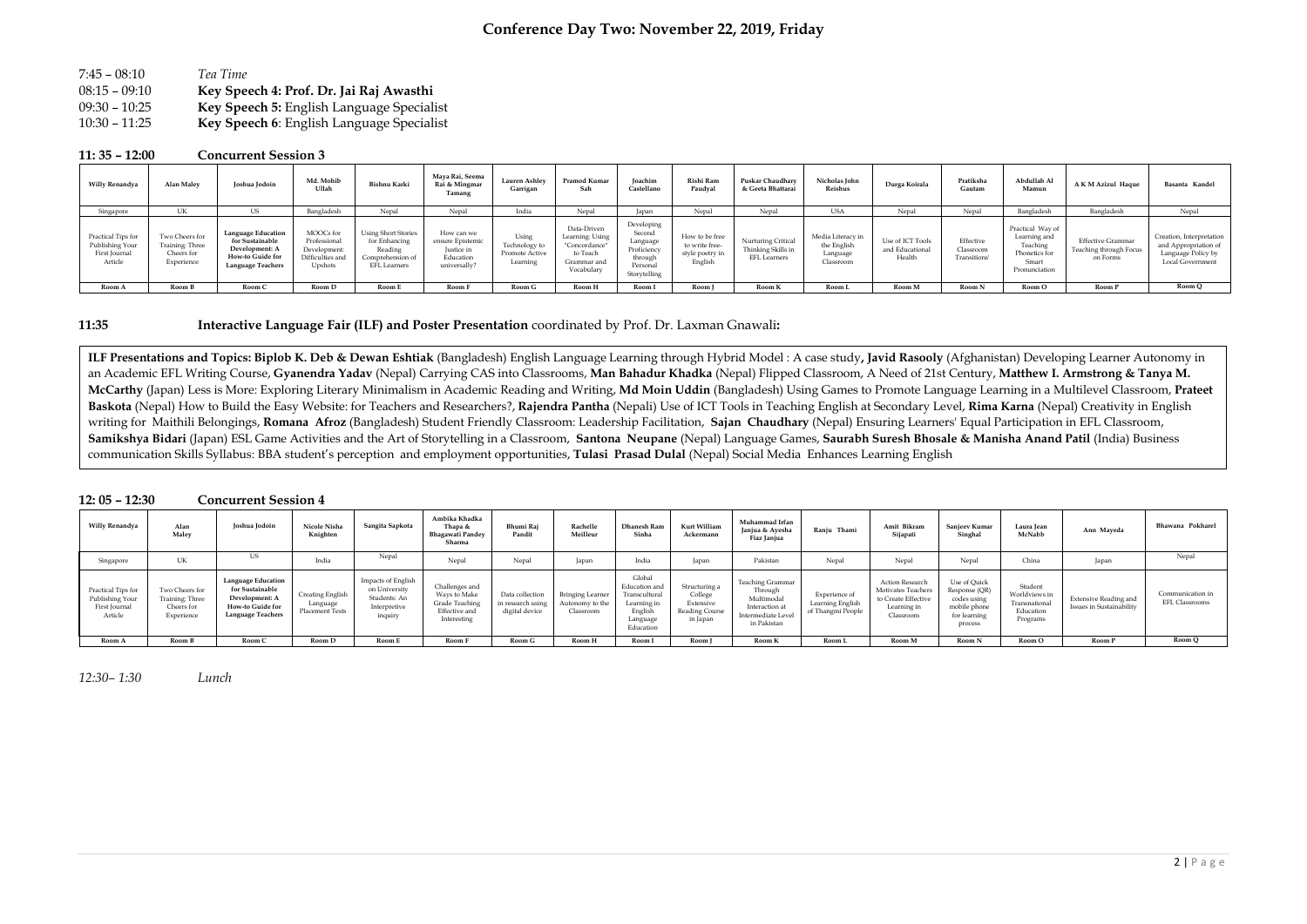# Conference Day Two: November 22, 2019, Friday

7:45 – 08:10 *Tea Time*

08:15 – 09:10 **Key Speech 4: Prof. Dr. Jai Raj Awasthi**

09:30 – 10:25 **Key Speech 5:** English Language Specialist

10:30 – 11:25 **Key Speech 6**: English Language Specialist

## 11: 35 – 12:00 Concurrent Session 3

| Willy Renandya | Alan Maley | Joshua Jodoin | Md. Mohib Ullah | Bishnu Karki | Maya Rai, Seema Rai & Mingmar Tamang | Lauren Ashley Garrigan | Pramod Kumar Sah | Joachim Castellano | Rishi Ram Paudyal | Puskar Chaudhary & Geeta Bhattarai | Nicholas John Reishus | Durga Koirala | Pratiksha Gautam | Abdullah Al Mamun | A K M Azizul Haque | Basanta Kandel |
|---|---|---|---|---|---|---|---|---|---|---|---|---|---|---|---|---|
| Singapore | UK | US | Bangladesh | Nepal | Nepal | India | Nepal | Japan | Nepal | Nepal | USA | Nepal | Nepal | Bangladesh | Bangladesh | Nepal |
| Practical Tips for Publishing Your First Journal Article | Two Cheers for Training: Three Cheers for Experience | **Language Education for Sustainable Development: A How-to Guide for Language Teachers** | MOOCs for Professional Development: Difficulties and Upshots | Using Short Stories for Enhancing Reading Comprehension of EFL Learners | How can we ensure Epistemic Justice in Education universally? | Using Technology to Promote Active Learning | Data-Driven Learning: Using "Concordance" to Teach Grammar and Vocabulary | Developing Second Language Proficiency through Personal Storytelling | How to be free to write free-style poetry in English | Nurturing Critical Thinking Skills in EFL Learners | Media Literacy in the English Language Classroom | Use of ICT Tools and Educational Health | Effective Classroom Transitions' | Practical Way of Learning and Teaching Phonetics for Smart Pronunciation | Effective Grammar Teaching through Focus on Forms | Creation, Interpretation and Appropriation of Language Policy by Local Government |
| Room A | Room B | Room C | Room D | Room E | Room F | Room G | Room H | Room I | Room J | Room K | Room L | Room M | Room N | Room O | Room P | Room Q |

**11:35 Interactive Language Fair (ILF) and Poster Presentation** coordinated by Prof. Dr. Laxman Gnawali**:**

**ILF Presentations and Topics: Biplob K. Deb & Dewan Eshtiak** (Bangladesh) English Language Learning through Hybrid Model : A case study**, Javid Rasooly** (Afghanistan) Developing Learner Autonomy in an Academic EFL Writing Course, **Gyanendra Yadav** (Nepal) Carrying CAS into Classrooms, **Man Bahadur Khadka** (Nepal) Flipped Classroom, A Need of 21st Century, **Matthew I. Armstrong & Tanya M. McCarthy** (Japan) Less is More: Exploring Literary Minimalism in Academic Reading and Writing, **Md Moin Uddin** (Bangladesh) Using Games to Promote Language Learning in a Multilevel Classroom, **Prateet Baskota** (Nepal) How to Build the Easy Website: for Teachers and Researchers?, **Rajendra Pantha** (Nepali) Use of ICT Tools in Teaching English at Secondary Level, **Rima Karna** (Nepal) Creativity in English writing for Maithili Belongings, **Romana Afroz** (Bangladesh) Student Friendly Classroom: Leadership Facilitation, **Sajan Chaudhary** (Nepal) Ensuring Learners' Equal Participation in EFL Classroom, **Samikshya Bidari** (Japan) ESL Game Activities and the Art of Storytelling in a Classroom, **Santona Neupane** (Nepal) Language Games, **Saurabh Suresh Bhosale & Manisha Anand Patil** (India) Business communication Skills Syllabus: BBA student's perception and employment opportunities, **Tulasi Prasad Dulal** (Nepal) Social Media Enhances Learning English

## 12: 05 – 12:30 Concurrent Session 4

| Willy Renandya | Alan Maley | Joshua Jodoin | Nicole Nisha Knighten | Sangita Sapkota | Ambika Khadka Thapa & Bhagawati Pandey Sharma | Bhumi Raj Pandit | Rachelle Meilleur | Dhanesh Ram Sinha | Kurt William Ackermann | Muhammad Irfan Janjua & Ayesha Fiaz Janjua | Ranju Thami | Amit Bikram Sijapati | Sanjeev Kumar Singhal | Laura Jean McNabb | Ann Mayeda | Bhawana Pokharel |
|---|---|---|---|---|---|---|---|---|---|---|---|---|---|---|---|---|
| Singapore | UK | US | India | Nepal | Nepal | Nepal | Japan | India | Japan | Pakistan | Nepal | Nepal | Nepal | China | Japan | Nepal |
| Practical Tips for Publishing Your First Journal Article | Two Cheers for Training: Three Cheers for Experience | **Language Education for Sustainable Development: A How-to Guide for Language Teachers** | Creating English Language Placement Tests | Impacts of English on University Students: An Interpretive inquiry | Challenges and Ways to Make Grade Teaching Effective and Interesting | Data collection in research using digital device | Bringing Learner Autonomy to the Classroom | Global Education and Transcultural Learning in English Language Education | Structuring a College Extensive Reading Course in Japan | Teaching Grammar Through Multimodal Interaction at Intermediate Level in Pakistan | Experience of Learning English of Thangmi People | Action Research Motivates Teachers to Create Effective Learning in Classroom | Use of Quick Response (QR) codes using mobile phone for learning process | Student Worldviews in Transnational Education Programs | Extensive Reading and Issues in Sustainability | Communication in EFL Classrooms |
| Room A | Room B | Room C | Room D | Room E | Room F | Room G | Room H | Room I | Room J | Room K | Room L | Room M | Room N | Room O | Room P | Room Q |

*12:30– 1:30 Lunch*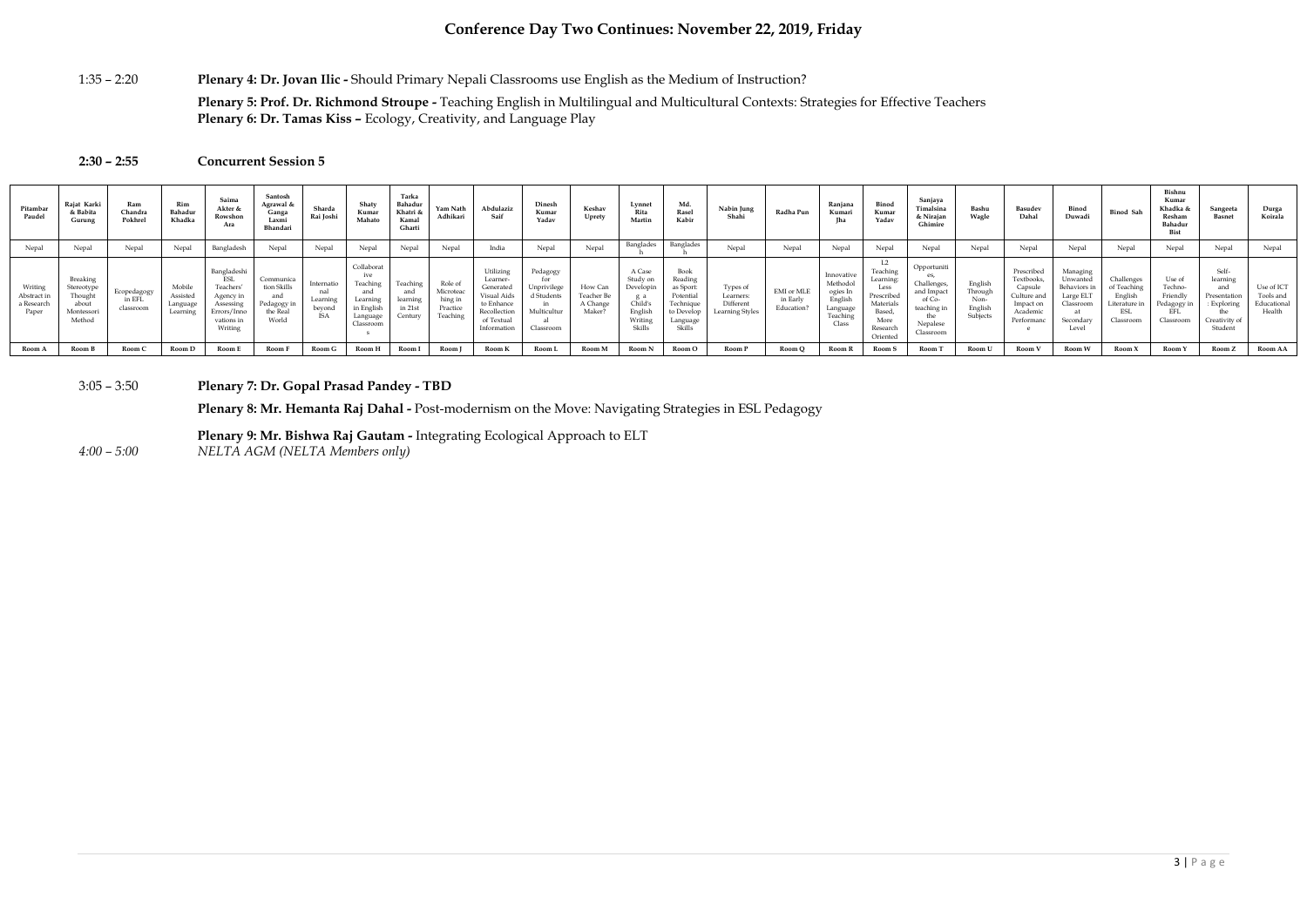# Conference Day Two Continues: November 22, 2019, Friday

1:35 – 2:20 **Plenary 4: Dr. Jovan Ilic -** Should Primary Nepali Classrooms use English as the Medium of Instruction?

**Plenary 5: Prof. Dr. Richmond Stroupe -** Teaching English in Multilingual and Multicultural Contexts: Strategies for Effective Teachers

**Plenary 6: Dr. Tamas Kiss –** Ecology, Creativity, and Language Play

**2:30 – 2:55 Concurrent Session 5**

| Pitambar Paudel | Rajat Karki & Babita Gurung | Ram Chandra Pokhrel | Rim Bahadur Khadka | Saima Akter & Rowshon Ara | Santosh Agrawal & Ganga Laxmi Bhandari | Sharda Rai Joshi | Shaty Kumar Mahato | Tarka Bahadur Khatri & Kamal Gharti | Yam Nath Adhikari | Abdulaziz Saif | Dinesh Kumar Yadav | Keshav Uprety | Lynnet Rita Martin | Md. Rasel Kabir | Nabin Jung Shahi | Radha Pun | Ranjana Kumari Jha | Binod Kumar Yadav | Sanjaya Timalsina & Nirajan Ghimire | Bashu Wagle | Basudev Dahal | Binod Duwadi | Binod Sah | Bishnu Kumar Khadka & Resham Bahadur Bist | Sangeeta Basnet | Durga Koirala |
|---|---|---|---|---|---|---|---|---|---|---|---|---|---|---|---|---|---|---|---|---|---|---|---|---|---|---|
| Nepal | Nepal | Nepal | Nepal | Bangladesh | Nepal | Nepal | Nepal | Nepal | Nepal | India | Nepal | Nepal | Bangladesh | Bangladesh | Nepal | Nepal | Nepal | Nepal | Nepal | Nepal | Nepal | Nepal | Nepal | Nepal | Nepal | Nepal |
| Writing Abstract in a Research Paper | Breaking Stereotype Thought about Montessori Method | Ecopedagogy in EFL classroom | Mobile Assisted Language Learning | Bangladeshi ESL Teachers' Agency in Assessing Errors/Innovations in Writing | Communication Skills and Pedagogy in the Real World | International Learning beyond ISA | Collaborative Teaching and Learning in English Language Classrooms | Teaching and learning in 21st Century | Role of Microteaching in Practice Teaching | Utilizing Learner-Generated Visual Aids to Enhance Recollection of Textual Information | Pedagogy for Unprivileged Students in Multicultural Classroom | How Can Teacher Be A Change Maker? | A Case Study on Developing a Child's English Writing Skills | Book Reading as Sport: Potential Technique to Develop Language Skills | Types of Learners: Different Learning Styles | EMI or MLE in Early Education? | Innovative Methodologies In English Language Teaching Class | L2 Teaching Learning: Less Prescribed Materials Based, More Research Oriented | Opportunities, Challenges, and Impact of Co-teaching in the Nepalese Classroom | English Through Non-English Subjects | Prescribed Textbooks, Capsule Culture and Impact on Academic Performance | Managing Unwanted Behaviors in Large ELT Classroom at Secondary Level | Challenges of Teaching English Literature in ESL Classroom | Use of Techno-Friendly Pedagogy in EFL Classroom | Self-learning and Presentation: Exploring the Creativity of Student | Use of ICT Tools and Educational Health |
| Room A | Room B | Room C | Room D | Room E | Room F | Room G | Room H | Room I | Room J | Room K | Room L | Room M | Room N | Room O | Room P | Room Q | Room R | Room S | Room T | Room U | Room V | Room W | Room X | Room Y | Room Z | Room AA |

3:05 – 3:50 **Plenary 7: Dr. Gopal Prasad Pandey - TBD**

**Plenary 8: Mr. Hemanta Raj Dahal -** Post-modernism on the Move: Navigating Strategies in ESL Pedagogy

**Plenary 9: Mr. Bishwa Raj Gautam -** Integrating Ecological Approach to ELT

*4:00 – 5:00 NELTA AGM (NELTA Members only)*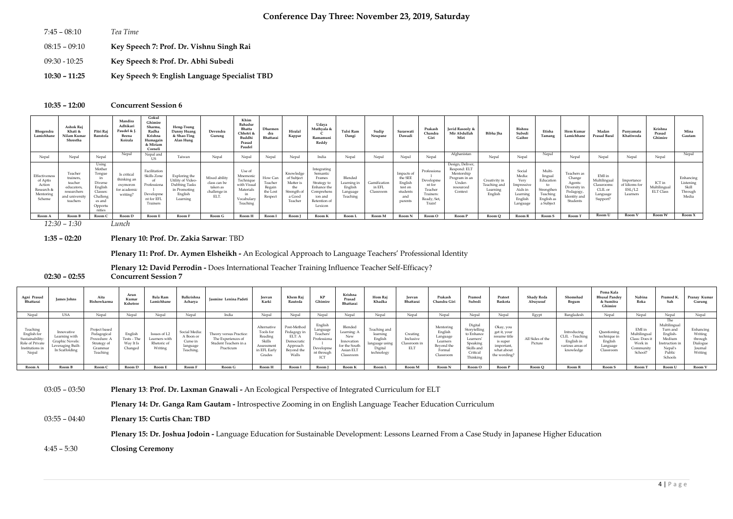## Conference Day Three: November 23, 2019, Saturday

7:45 – 08:10 *Tea Time*

08:15 – 09:10 **Key Speech 7: Prof. Dr. Vishnu Singh Rai**

09:30 - 10:25 **Key Speech 8: Prof. Dr. Abhi Subedi**

**10:30 – 11:25 Key Speech 9: English Language Specialist TBD**

**10:35 – 12:00 Concurrent Session 6**

| Bhogendra Lamichhane | Ashok Raj Khati & Nilam Kumar Shrestha | Pitri Raj Banstola | Mandira Adhikari Paudel & J. Beena Koirala | Gokul Ghimire Sharma, Radha Krishna Humagain & Miriam Corneli | Heng-Tsung Danny Huang & Shao-Ting Alan Hung | Devendra Gurung | Khim Bahadur Bhatta Chhetri & Buddhi Prasad Paudel | Dharmendra Bhattarai | Hiralal Kappar | Udaya Muthyala & C Ramamuni Reddy | Tulsi Ram Dangi | Sudip Neupane | Saraswati Dawadi | Prakash Chandra Giri | Javid Rasooly & Mir Abdullah Miri | Bibha Jha | Bishnu Subedi Gaihre | Etisha Tamang | Hem Kumar Lamichhane | Madan Prasad Baral | Punyamata Khatiwoda | Krishna Prasad Ghimire | Mina Gautam |
|---|---|---|---|---|---|---|---|---|---|---|---|---|---|---|---|---|---|---|---|---|---|---|---|
| Nepal | Nepal | Nepal | Nepal | Nepal and US | Taiwan | Nepal | Nepal | Nepal | Nepal | India | Nepal | Nepal | Nepal | Nepal | Afghanistan | Nepal | Nepal | Nepal | Nepal | Nepal | Nepal | Nepal | Nepal |
| Effectiveness of Aptis Action Research & Mentoring Scheme | Teacher trainers, teacher educators, researchers and university teachers | Using Mother Tongue in Diverse English Classes: Challenges and Opportunities | Is critical thinking an oxymoron for academic writing? | Facilitation Skills Zone of Professional Development for EFL Trainers | Exploring the Utility of Video-Dubbing Tasks in Promoting English Learning | Mixed ability class can be taken as challenge in ELT. | Use of Mnemonic Technique with Visual Materials in Vocabulary Teaching | How Can Teacher Regain the Lost Respect | Knowledge of Subject Matter is the Strength of a Good Teacher | Integrating Semantic Frames Strategy to Enhance the Comprehension and Retention of Lexicon | Blended Learning in English Language Teaching | Gamification in EFL Classroom | Impacts of the SEE English test on students and parents | Professional Development for Teacher Trainers: Ready, Set, Train! | Design, Deliver, Respond: ELT Mentorship Program in an Under-resourced Context | Creativity in Teaching and Learning English | Social Media: Very Impressive Aids in Learning English Language | Multi-lingual Education to Strengthen Teaching English as a Subject | Teachers as Change Agents: Diversity in Pedagogy, Identity and Students | EMI in Multilingual Classrooms: CLIL or Language Support? | Importance of Idioms for ESL/L2 Learners | ICT in Multilingual ELT Class | Enhancing Listening Skill Through Media |
| Room A | Room B | Room C | Room D | Room E | Room F | Room G | Room H | Room I | Room J | Room K | Room L | Room M | Room N | Room O | Room P | Room Q | Room R | Room S | Room T | Room U | Room V | Room W | Room X |

*12:30 – 1:30* *Lunch*

**1:35 – 02:20 Plenary 10: Prof. Dr. Zakia Sarwar**: TBD

**Plenary 11: Prof. Dr. Aymen Elsheikh -** An Ecological Approach to Language Teachers' Professional Identity

**Plenary 12: David Perrodin -** Does International Teacher Training Influence Teacher Self-Efficacy?

**02:30 – 02:55 Concurrent Session 7**

| Agni Prasad Bhattarai | James Johns | Aita Bishowkarma | Arun Kumar Kshetree | Bala Ram Lamichhane | Balkrishna Acharya | Jasmine Lenina Padeti | Jeevan Karki | Khem Raj Rauteda | KP Ghimire | Krishna Prasad Bhattarai | Hom Raj Khadka | Jeevan Bhattarai | Prakash Chandra Giri | Pramod Subedi | Prateet Baskota | Shady Reda Abuyusuf | Shomshad Begum | Pema Kala Bhusal Pandey & Sumitra Ghimire | Nabina Roka | Pramod K. Sah | Pranay Kumar Gurung |
|---|---|---|---|---|---|---|---|---|---|---|---|---|---|---|---|---|---|---|---|---|---|
| Nepal | USA | Nepal | Nepal | Nepal | Nepal | India | Nepal | Nepal | Nepal | Nepal | Nepal | Nepal | Nepal | Nepal | Nepal | Egypt | Bangladesh | Nepal | Nepal | Nepal | Nepal |
| Teaching English for Sustainability: Role of Private Institutions in Nepal | Innovative Learning with Graphic Novels: Leveraging Built-In Scaffolding | Project based Pedagogical Procedure: A Strategy of Grammar Teaching | English Tests - The Way It Is Changed | Issues of L2 Learners with Rhetoric of Writing | Social Media: A Boon or Curse in language Teaching. | Theory versus Practice: The Experiences of Student Teachers in a Practicum | Alternative Tools for Reading Skills Assessment in EFL Early Grades | Post-Method Pedagogy in ELT: A Democratic Approach Beyond the Walls | English Language Teachers' Professional Development through ICT | Blended Learning: A New Innovation for the South Asian ELT Classroom | Teaching and learning English language using Digital technology | Creating Inclusive Classroom in ELT | Mentoring English Language Learners Beyond the Formal Classroom | Digital Storytelling to Enhance Learners' Speaking Skills and Critical Thinking | Okay, you get it, your resume title is super important, what about the wording? | All Sides of the Picture | Introducing CLIL - Teaching English in various areas of knowledge | Questioning technique in English Language Classroom | EMI in Multilingual Class: Does it Work in Community School? | The Multilingual Turn and English-Medium Instruction in Nepal's Public Schools | Enhancing Writing through Dialogue Journal Writing |
| Room A | Room B | Room C | Room D | Room E | Room F | Room G | Room H | Room I | Room J | Room K | Room L | Room M | Room N | Room O | Room P | Room Q | Room R | Room S | Room T | Room U | Room V |

03:05 – 03:50 **Plenary 13**: **Prof. Dr. Laxman Gnawali -** An Ecological Perspective of Integrated Curriculum for ELT

**Plenary 14: Dr. Ganga Ram Gautam -** Introspective Zooming in on English Language Teacher Education Curriculum

03:55 – 04:40 **Plenary 15: Curtis Chan: TBD**

**Plenary 15: Dr. Joshua Jodoin -** Language Education for Sustainable Development: Lessons Learned From a Case Study in Japanese Higher Education

4:45 – 5:30 **Closing Ceremony**